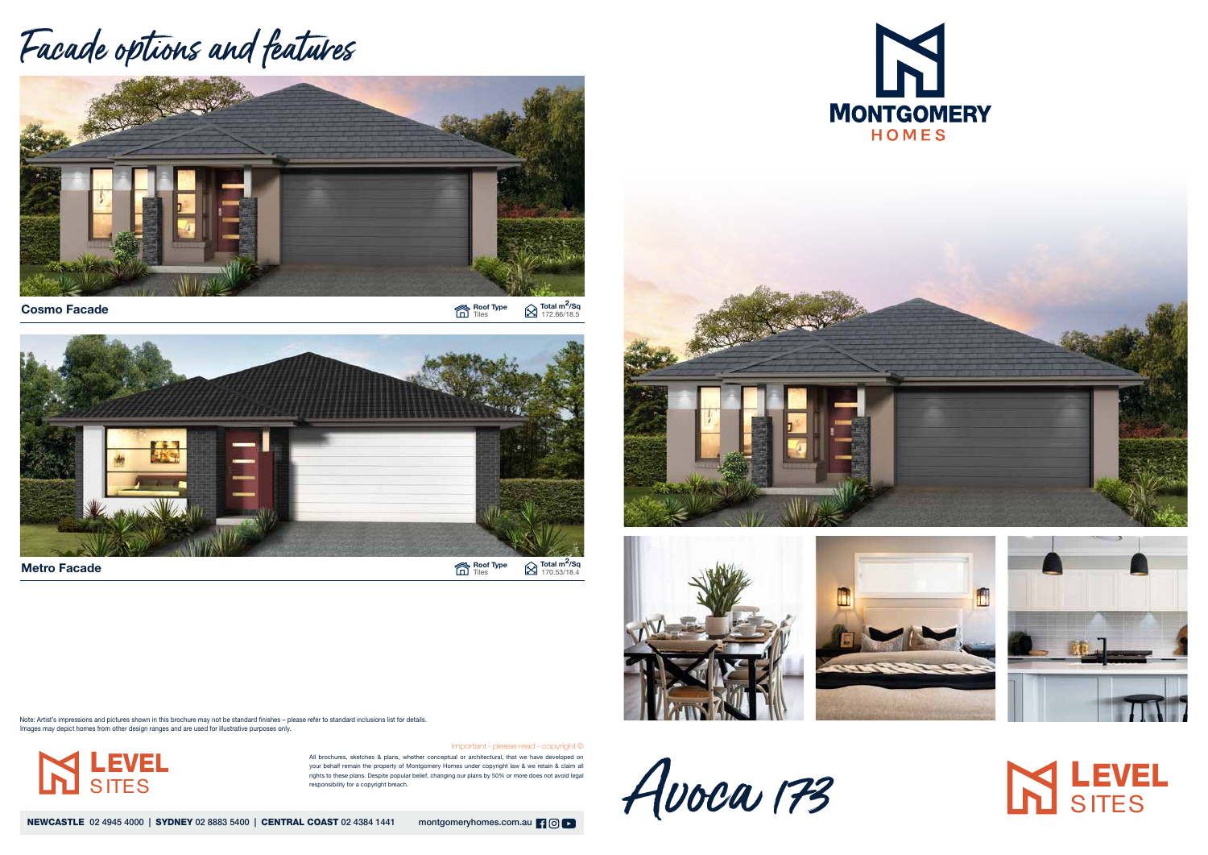# Facade options and features

**Cosmo Facade**

Roof Type: Tiles

Total m²/Sq: 172.66/18.5

**Metro Facade**

Roof Type: Tiles

Total m²/Sq: 170.53/18.4

Note: Artist's impressions and pictures shown in this brochure may not be standard finishes – please refer to standard inclusions list for details. Images may depict homes from other design ranges and are used for illustrative purposes only.

LEVEL SITES

Important - please read - copyright ©

All brochures, sketches & plans, whether conceptual or architectural, that we have developed on your behalf remain the property of Montgomery Homes under copyright law & we retain & claim all rights to these plans. Despite popular belief, changing our plans by 50% or more does not avoid legal responsibility for a copyright breach.

**NEWCASTLE** 02 4945 4000 | **SYDNEY** 02 8883 5400 | **CENTRAL COAST** 02 4384 1441    montgomeryhomes.com.au

MONTGOMERY HOMES

# Avoca 173

LEVEL SITES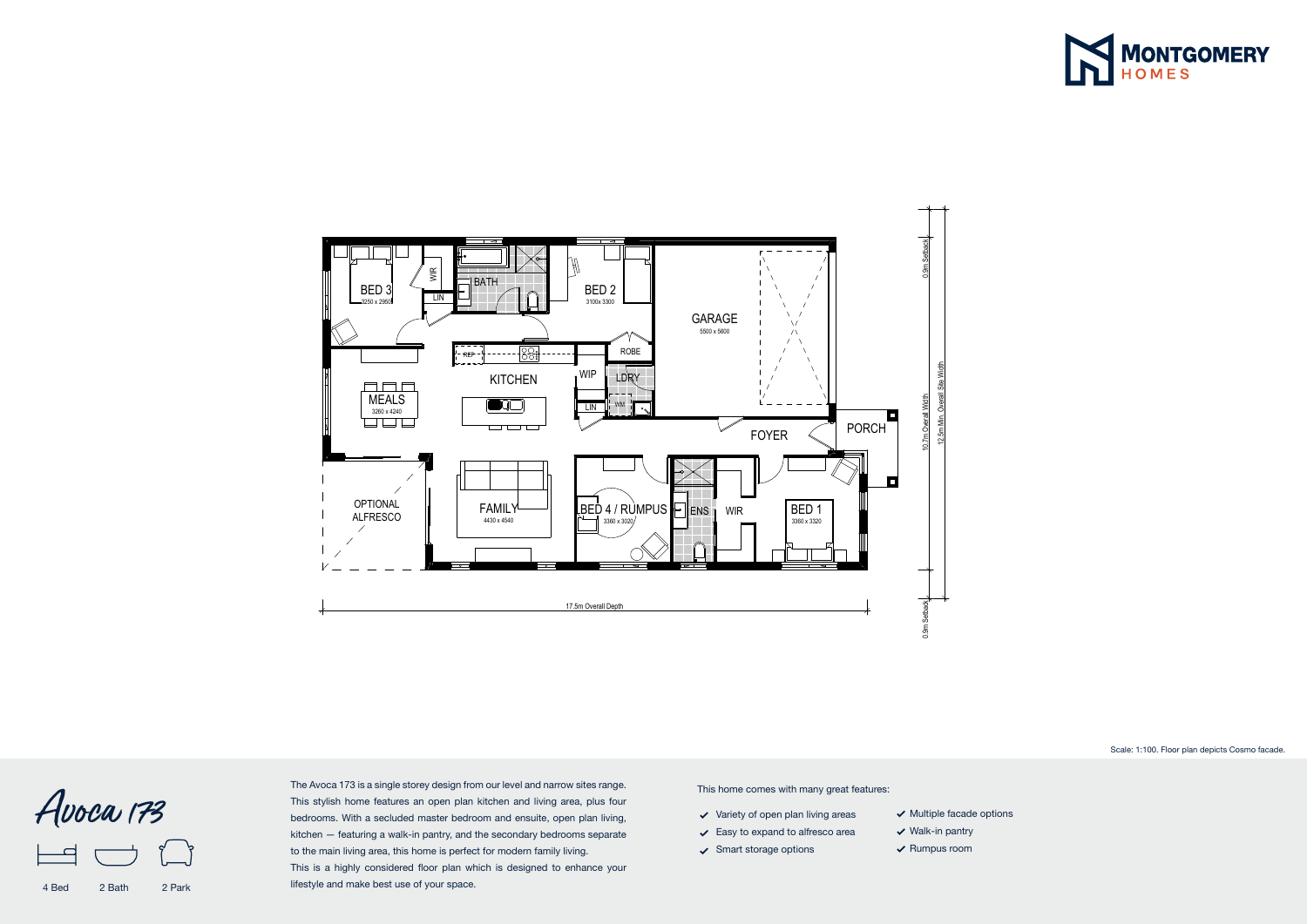MONTGOMERY HOMES

BED 3
3250 x 2950

WIR

LIN

BATH

BED 2
3100x 3300

GARAGE
5500 x 5600

REF

KITCHEN

WIP

ROBE

LDRY

LIN

WM

MEALS
3260 x 4240

FOYER

PORCH

OPTIONAL ALFRESCO

FAMILY
4430 x 4540

BED 4 / RUMPUS
3360 x 3020

ENS

WIR

BED 1
3360 x 3320

17.5m Overall Depth

0.9m Setback

10.7m Overall Width

12.5m Min. Overall Site Width

0.9m Setback

Scale: 1:100. Floor plan depicts Cosmo facade.

# Avoca 173

4 Bed | 2 Bath | 2 Park

The Avoca 173 is a single storey design from our level and narrow sites range. This stylish home features an open plan kitchen and living area, plus four bedrooms. With a secluded master bedroom and ensuite, open plan living, kitchen — featuring a walk-in pantry, and the secondary bedrooms separate to the main living area, this home is perfect for modern family living.
This is a highly considered floor plan which is designed to enhance your lifestyle and make best use of your space.

This home comes with many great features:

- Variety of open plan living areas
- Easy to expand to alfresco area
- Smart storage options
- Multiple facade options
- Walk-in pantry
- Rumpus room